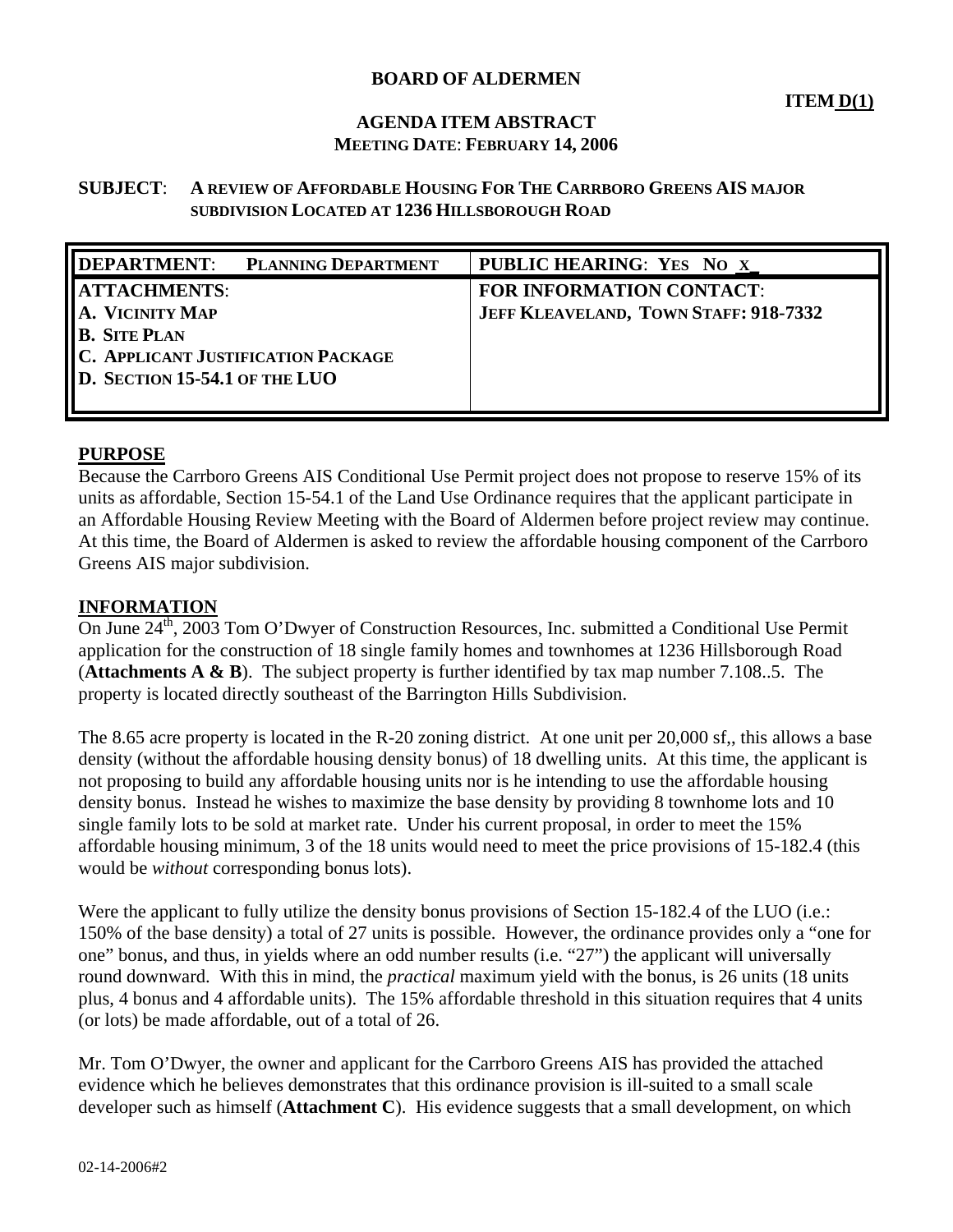**BOARD OF ALDERMEN**

**ITEM D(1)**

**AGENDA ITEM ABSTRACT**
**MEETING DATE: FEBRUARY 14, 2006**

**SUBJECT: A REVIEW OF AFFORDABLE HOUSING FOR THE CARRBORO GREENS AIS MAJOR SUBDIVISION LOCATED AT 1236 HILLSBOROUGH ROAD**

| **DEPARTMENT**: PLANNING DEPARTMENT | **PUBLIC HEARING**: YES NO _X_ |
|---|---|
| **ATTACHMENTS**:<br>**A. VICINITY MAP**<br>**B. SITE PLAN**<br>**C. APPLICANT JUSTIFICATION PACKAGE**<br>**D. SECTION 15-54.1 OF THE LUO** | **FOR INFORMATION CONTACT**:<br>**JEFF KLEAVELAND, TOWN STAFF: 918-7332** |

## PURPOSE

Because the Carrboro Greens AIS Conditional Use Permit project does not propose to reserve 15% of its units as affordable, Section 15-54.1 of the Land Use Ordinance requires that the applicant participate in an Affordable Housing Review Meeting with the Board of Aldermen before project review may continue. At this time, the Board of Aldermen is asked to review the affordable housing component of the Carrboro Greens AIS major subdivision.

## INFORMATION

On June 24th, 2003 Tom O'Dwyer of Construction Resources, Inc. submitted a Conditional Use Permit application for the construction of 18 single family homes and townhomes at 1236 Hillsborough Road (**Attachments A & B**). The subject property is further identified by tax map number 7.108..5. The property is located directly southeast of the Barrington Hills Subdivision.

The 8.65 acre property is located in the R-20 zoning district. At one unit per 20,000 sf,, this allows a base density (without the affordable housing density bonus) of 18 dwelling units. At this time, the applicant is not proposing to build any affordable housing units nor is he intending to use the affordable housing density bonus. Instead he wishes to maximize the base density by providing 8 townhome lots and 10 single family lots to be sold at market rate. Under his current proposal, in order to meet the 15% affordable housing minimum, 3 of the 18 units would need to meet the price provisions of 15-182.4 (this would be *without* corresponding bonus lots).

Were the applicant to fully utilize the density bonus provisions of Section 15-182.4 of the LUO (i.e.: 150% of the base density) a total of 27 units is possible. However, the ordinance provides only a "one for one" bonus, and thus, in yields where an odd number results (i.e. "27") the applicant will universally round downward. With this in mind, the *practical* maximum yield with the bonus, is 26 units (18 units plus, 4 bonus and 4 affordable units). The 15% affordable threshold in this situation requires that 4 units (or lots) be made affordable, out of a total of 26.

Mr. Tom O'Dwyer, the owner and applicant for the Carrboro Greens AIS has provided the attached evidence which he believes demonstrates that this ordinance provision is ill-suited to a small scale developer such as himself (**Attachment C**). His evidence suggests that a small development, on which

02-14-2006#2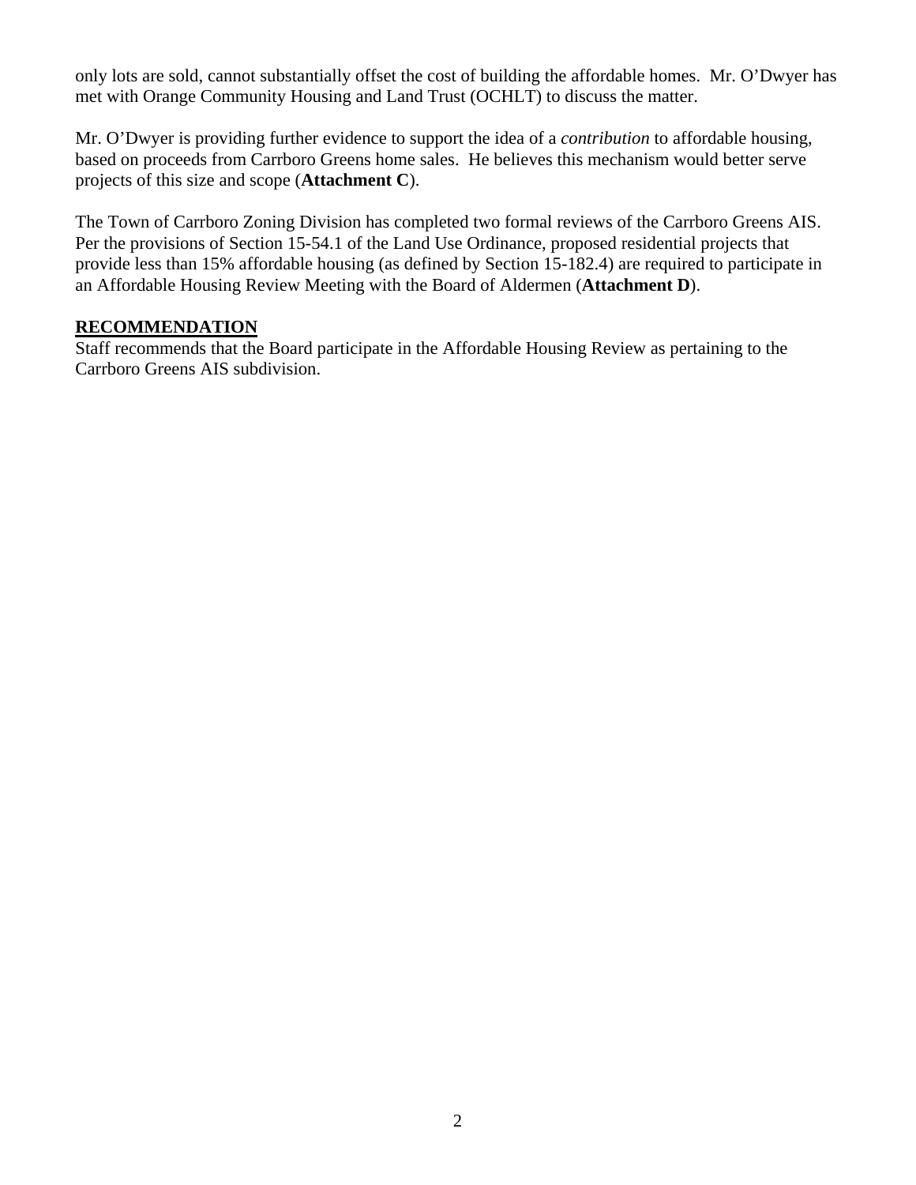only lots are sold, cannot substantially offset the cost of building the affordable homes. Mr. O'Dwyer has met with Orange Community Housing and Land Trust (OCHLT) to discuss the matter.

Mr. O'Dwyer is providing further evidence to support the idea of a *contribution* to affordable housing, based on proceeds from Carrboro Greens home sales. He believes this mechanism would better serve projects of this size and scope (**Attachment C**).

The Town of Carrboro Zoning Division has completed two formal reviews of the Carrboro Greens AIS. Per the provisions of Section 15-54.1 of the Land Use Ordinance, proposed residential projects that provide less than 15% affordable housing (as defined by Section 15-182.4) are required to participate in an Affordable Housing Review Meeting with the Board of Aldermen (**Attachment D**).

## RECOMMENDATION

Staff recommends that the Board participate in the Affordable Housing Review as pertaining to the Carrboro Greens AIS subdivision.